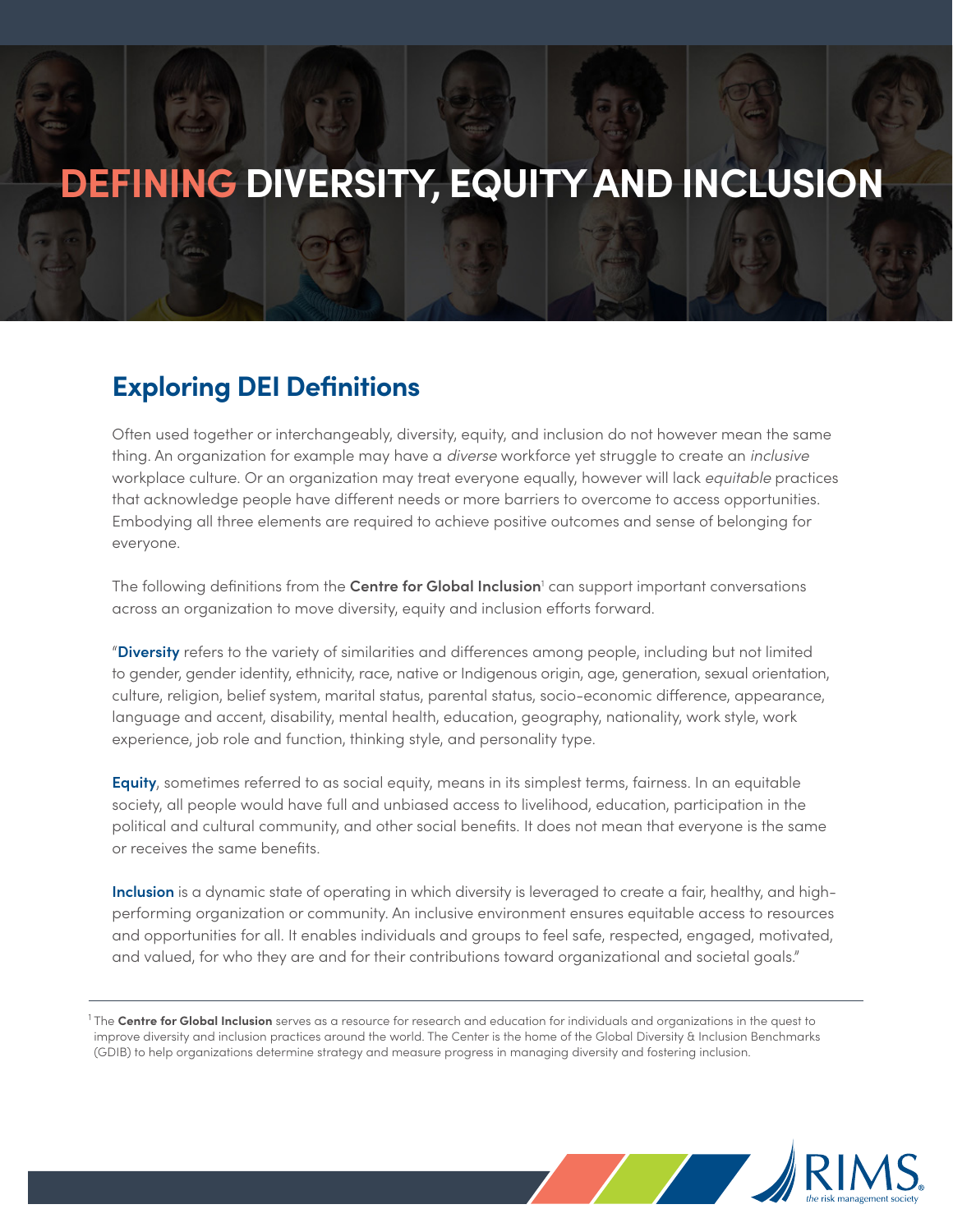# DEFINING DIVERSITY, EQUITY AND INCLUSION

## Exploring DEI Definitions

Often used together or interchangeably, diversity, equity, and inclusion do not however mean the same thing. An organization for example may have a *diverse* workforce yet struggle to create an *inclusive* workplace culture. Or an organization may treat everyone equally, however will lack *equitable* practices that acknowledge people have different needs or more barriers to overcome to access opportunities. Embodying all three elements are required to achieve positive outcomes and sense of belonging for everyone.

The following definitions from the **Centre for Global Inclusion**[1] can support important conversations across an organization to move diversity, equity and inclusion efforts forward.

"**Diversity** refers to the variety of similarities and differences among people, including but not limited to gender, gender identity, ethnicity, race, native or Indigenous origin, age, generation, sexual orientation, culture, religion, belief system, marital status, parental status, socio-economic difference, appearance, language and accent, disability, mental health, education, geography, nationality, work style, work experience, job role and function, thinking style, and personality type.

**Equity**, sometimes referred to as social equity, means in its simplest terms, fairness. In an equitable society, all people would have full and unbiased access to livelihood, education, participation in the political and cultural community, and other social benefits. It does not mean that everyone is the same or receives the same benefits.

**Inclusion** is a dynamic state of operating in which diversity is leveraged to create a fair, healthy, and high-performing organization or community. An inclusive environment ensures equitable access to resources and opportunities for all. It enables individuals and groups to feel safe, respected, engaged, motivated, and valued, for who they are and for their contributions toward organizational and societal goals."

---

[1] The **Centre for Global Inclusion** serves as a resource for research and education for individuals and organizations in the quest to improve diversity and inclusion practices around the world. The Center is the home of the Global Diversity & Inclusion Benchmarks (GDIB) to help organizations determine strategy and measure progress in managing diversity and fostering inclusion.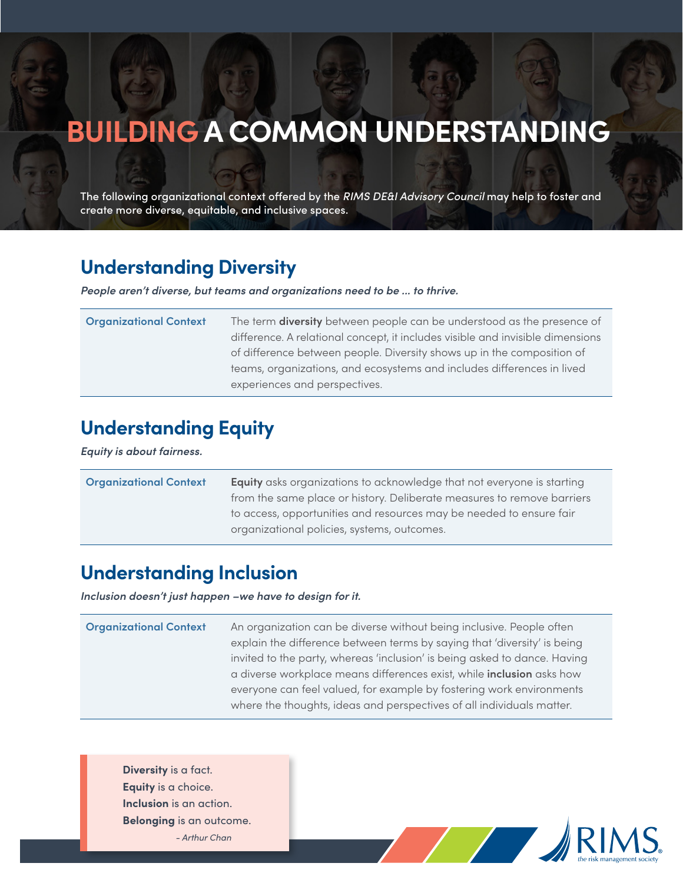# BUILDING A COMMON UNDERSTANDING

The following organizational context offered by the *RIMS DE&I Advisory Council* may help to foster and create more diverse, equitable, and inclusive spaces.

## Understanding Diversity

***People aren't diverse, but teams and organizations need to be ... to thrive.***

| | |
|---|---|
| **Organizational Context** | The term **diversity** between people can be understood as the presence of difference. A relational concept, it includes visible and invisible dimensions of difference between people. Diversity shows up in the composition of teams, organizations, and ecosystems and includes differences in lived experiences and perspectives. |

## Understanding Equity

***Equity is about fairness.***

| | |
|---|---|
| **Organizational Context** | **Equity** asks organizations to acknowledge that not everyone is starting from the same place or history. Deliberate measures to remove barriers to access, opportunities and resources may be needed to ensure fair organizational policies, systems, outcomes. |

## Understanding Inclusion

***Inclusion doesn't just happen –we have to design for it.***

| | |
|---|---|
| **Organizational Context** | An organization can be diverse without being inclusive. People often explain the difference between terms by saying that 'diversity' is being invited to the party, whereas 'inclusion' is being asked to dance. Having a diverse workplace means differences exist, while **inclusion** asks how everyone can feel valued, for example by fostering work environments where the thoughts, ideas and perspectives of all individuals matter. |

**Diversity** is a fact.
**Equity** is a choice.
**Inclusion** is an action.
**Belonging** is an outcome.

*- Arthur Chan*

RIMS the risk management society